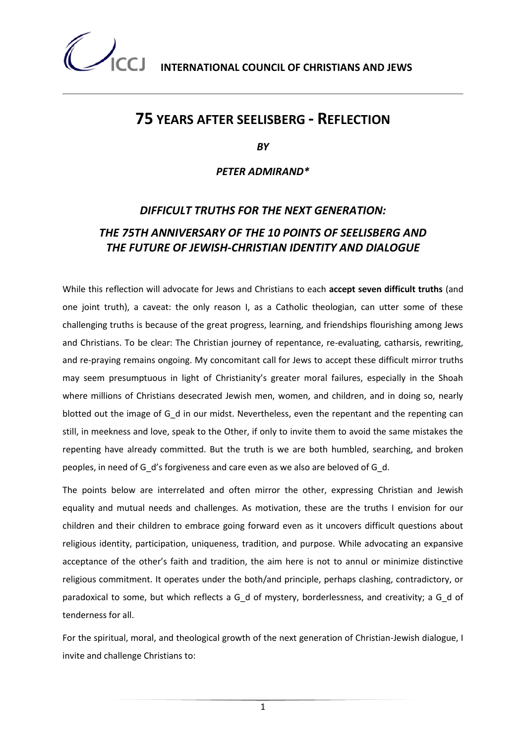**INTERNATIONAL COUNCIL OF CHRISTIANS AND JEWS**

# 75 YEARS AFTER SEELISBERG - REFLECTION

*BY*

*PETER ADMIRAND**

## *DIFFICULT TRUTHS FOR THE NEXT GENERATION:*

## *THE 75TH ANNIVERSARY OF THE 10 POINTS OF SEELISBERG AND THE FUTURE OF JEWISH-CHRISTIAN IDENTITY AND DIALOGUE*

While this reflection will advocate for Jews and Christians to each **accept seven difficult truths** (and one joint truth), a caveat: the only reason I, as a Catholic theologian, can utter some of these challenging truths is because of the great progress, learning, and friendships flourishing among Jews and Christians. To be clear: The Christian journey of repentance, re-evaluating, catharsis, rewriting, and re-praying remains ongoing. My concomitant call for Jews to accept these difficult mirror truths may seem presumptuous in light of Christianity's greater moral failures, especially in the Shoah where millions of Christians desecrated Jewish men, women, and children, and in doing so, nearly blotted out the image of G_d in our midst. Nevertheless, even the repentant and the repenting can still, in meekness and love, speak to the Other, if only to invite them to avoid the same mistakes the repenting have already committed. But the truth is we are both humbled, searching, and broken peoples, in need of G_d's forgiveness and care even as we also are beloved of G_d.

The points below are interrelated and often mirror the other, expressing Christian and Jewish equality and mutual needs and challenges. As motivation, these are the truths I envision for our children and their children to embrace going forward even as it uncovers difficult questions about religious identity, participation, uniqueness, tradition, and purpose. While advocating an expansive acceptance of the other's faith and tradition, the aim here is not to annul or minimize distinctive religious commitment. It operates under the both/and principle, perhaps clashing, contradictory, or paradoxical to some, but which reflects a G_d of mystery, borderlessness, and creativity; a G_d of tenderness for all.

For the spiritual, moral, and theological growth of the next generation of Christian-Jewish dialogue, I invite and challenge Christians to: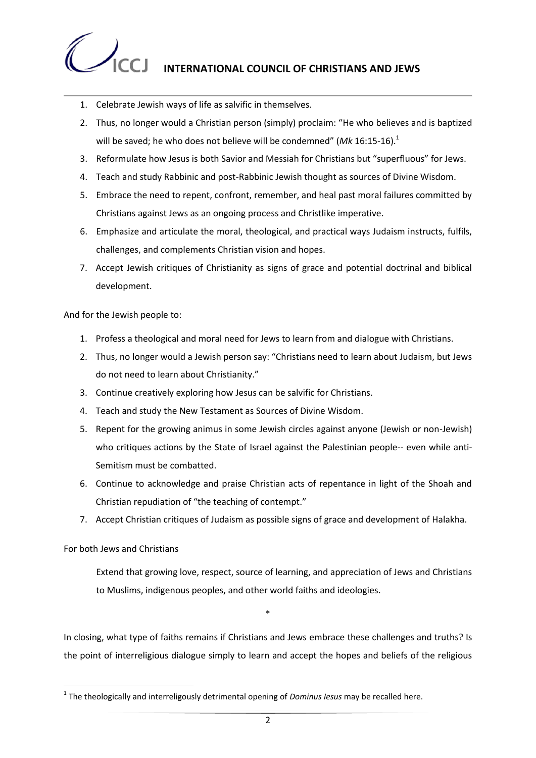1. Celebrate Jewish ways of life as salvific in themselves.
2. Thus, no longer would a Christian person (simply) proclaim: "He who believes and is baptized will be saved; he who does not believe will be condemned" (*Mk* 16:15-16).[1]
3. Reformulate how Jesus is both Savior and Messiah for Christians but "superfluous" for Jews.
4. Teach and study Rabbinic and post-Rabbinic Jewish thought as sources of Divine Wisdom.
5. Embrace the need to repent, confront, remember, and heal past moral failures committed by Christians against Jews as an ongoing process and Christlike imperative.
6. Emphasize and articulate the moral, theological, and practical ways Judaism instructs, fulfils, challenges, and complements Christian vision and hopes.
7. Accept Jewish critiques of Christianity as signs of grace and potential doctrinal and biblical development.

And for the Jewish people to:

1. Profess a theological and moral need for Jews to learn from and dialogue with Christians.
2. Thus, no longer would a Jewish person say: "Christians need to learn about Judaism, but Jews do not need to learn about Christianity."
3. Continue creatively exploring how Jesus can be salvific for Christians.
4. Teach and study the New Testament as Sources of Divine Wisdom.
5. Repent for the growing animus in some Jewish circles against anyone (Jewish or non-Jewish) who critiques actions by the State of Israel against the Palestinian people-- even while anti-Semitism must be combatted.
6. Continue to acknowledge and praise Christian acts of repentance in light of the Shoah and Christian repudiation of "the teaching of contempt."
7. Accept Christian critiques of Judaism as possible signs of grace and development of Halakha.

For both Jews and Christians

> Extend that growing love, respect, source of learning, and appreciation of Jews and Christians to Muslims, indigenous peoples, and other world faiths and ideologies.

*

In closing, what type of faiths remains if Christians and Jews embrace these challenges and truths? Is the point of interreligious dialogue simply to learn and accept the hopes and beliefs of the religious

[1] The theologically and interreligously detrimental opening of *Dominus Iesus* may be recalled here.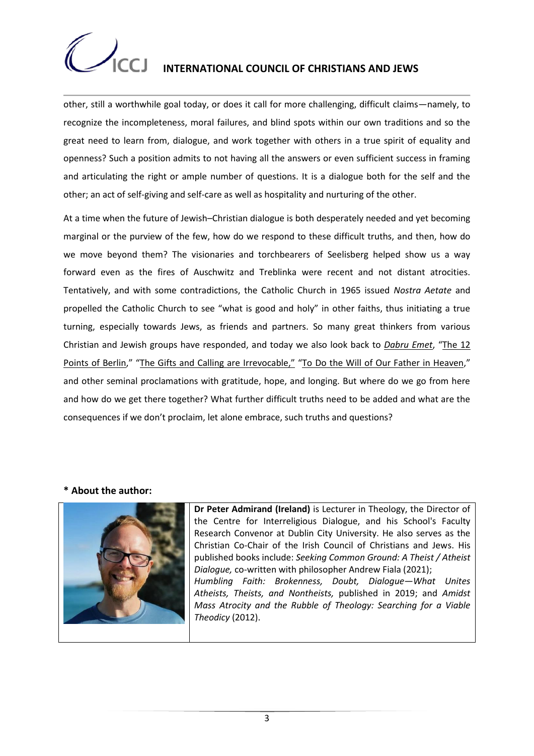other, still a worthwhile goal today, or does it call for more challenging, difficult claims—namely, to recognize the incompleteness, moral failures, and blind spots within our own traditions and so the great need to learn from, dialogue, and work together with others in a true spirit of equality and openness? Such a position admits to not having all the answers or even sufficient success in framing and articulating the right or ample number of questions. It is a dialogue both for the self and the other; an act of self-giving and self-care as well as hospitality and nurturing of the other.

At a time when the future of Jewish–Christian dialogue is both desperately needed and yet becoming marginal or the purview of the few, how do we respond to these difficult truths, and then, how do we move beyond them? The visionaries and torchbearers of Seelisberg helped show us a way forward even as the fires of Auschwitz and Treblinka were recent and not distant atrocities. Tentatively, and with some contradictions, the Catholic Church in 1965 issued *Nostra Aetate* and propelled the Catholic Church to see "what is good and holy" in other faiths, thus initiating a true turning, especially towards Jews, as friends and partners. So many great thinkers from various Christian and Jewish groups have responded, and today we also look back to *Dabru Emet*, "The 12 Points of Berlin," "The Gifts and Calling are Irrevocable," "To Do the Will of Our Father in Heaven," and other seminal proclamations with gratitude, hope, and longing. But where do we go from here and how do we get there together? What further difficult truths need to be added and what are the consequences if we don't proclaim, let alone embrace, such truths and questions?

**\* About the author:**

**Dr Peter Admirand (Ireland)** is Lecturer in Theology, the Director of the Centre for Interreligious Dialogue, and his School's Faculty Research Convenor at Dublin City University. He also serves as the Christian Co-Chair of the Irish Council of Christians and Jews. His published books include: *Seeking Common Ground: A Theist / Atheist Dialogue,* co-written with philosopher Andrew Fiala (2021); *Humbling Faith: Brokenness, Doubt, Dialogue—What Unites Atheists, Theists, and Nontheists,* published in 2019; and *Amidst Mass Atrocity and the Rubble of Theology: Searching for a Viable Theodicy* (2012).